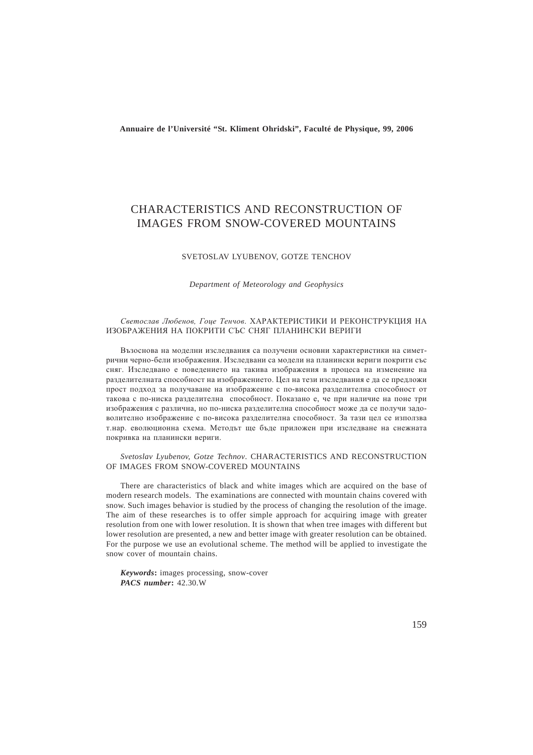Annuaire de l'Université "St. Kliment Ohridski", Faculté de Physique, 99, 2006

# CHARACTERISTICS AND RECONSTRUCTION OF IMAGES FROM SNOW-COVERED MOUNTAINS

SVETOSLAV LYUBENOV, GOTZE TENCHOV

*Department of Meteorology and Geophysics*

*Светослав Любенов, Гоце Тенчов*. ХАРАКТЕРИСТИКИ И РЕКОНСТРУКЦИЯ НА ИЗОБРАЖЕНИЯ НА ПОКРИТИ СЪС СНЯГ ПЛАНИНСКИ ВЕРИГИ

Възоснова на моделни изследвания са получени основни характеристики на симетрични черно-бели изображения. Изследвани са модели на планински вериги покрити със сняг. Изследвано е поведението на такива изображения в процеса на изменение на разделителната способност на изображението. Цел на тези изследвания е да се предложи прост подход за получаване на изображение с по-висока разделителна способност от такова с по-ниска разделителна способност. Показано е, че при наличие на поне три изображения с различна, но по-ниска разделителна способност може да се получи задоволително изображение с по-висока разделителна способност. За тази цел се използва т.нар. еволюционна схема. Методът ще бъде приложен при изследване на снежната покривка на планински вериги.

*Svetoslav Lyubenov, Gotze Technov*. CHARACTERISTICS AND RECONSTRUCTION OF IMAGES FROM SNOW-COVERED MOUNTAINS

There are characteristics of black and white images which are acquired on the base of modern research models. The examinations are connected with mountain chains covered with snow. Such images behavior is studied by the process of changing the resolution of the image. The aim of these researches is to offer simple approach for acquiring image with greater resolution from one with lower resolution. It is shown that when tree images with different but lower resolution are presented, a new and better image with greater resolution can be obtained. For the purpose we use an evolutional scheme. The method will be applied to investigate the snow cover of mountain chains.

***Keywords*:** images processing, snow-cover
***PACS number*:** 42.30.W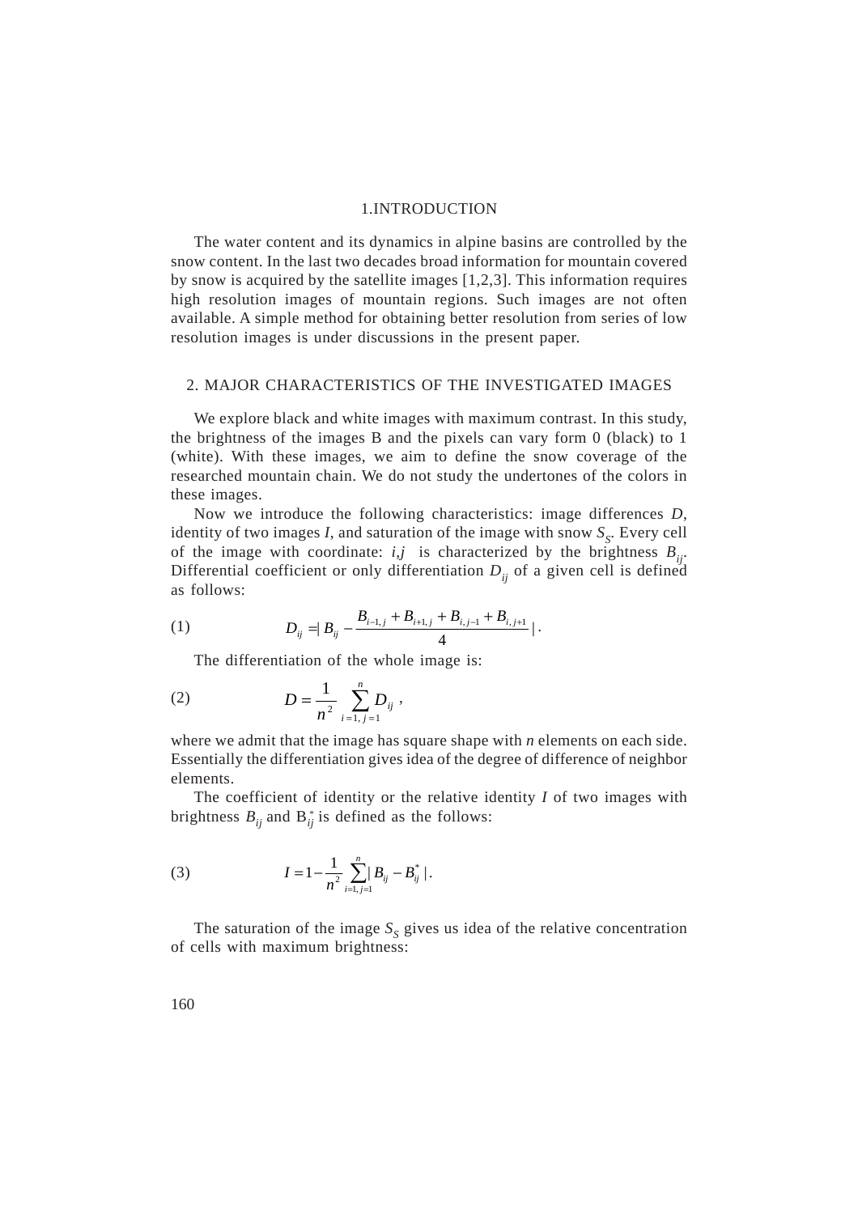## 1.INTRODUCTION

The water content and its dynamics in alpine basins are controlled by the snow content. In the last two decades broad information for mountain covered by snow is acquired by the satellite images [1,2,3]. This information requires high resolution images of mountain regions. Such images are not often available. A simple method for obtaining better resolution from series of low resolution images is under discussions in the present paper.

## 2. MAJOR CHARACTERISTICS OF THE INVESTIGATED IMAGES

We explore black and white images with maximum contrast. In this study, the brightness of the images B and the pixels can vary form 0 (black) to 1 (white). With these images, we aim to define the snow coverage of the researched mountain chain. We do not study the undertones of the colors in these images.

Now we introduce the following characteristics: image differences *D*, identity of two images *I*, and saturation of the image with snow $S_S$. Every cell of the image with coordinate: $i,j$ is characterized by the brightness $B_{ij}$. Differential coefficient or only differentiation $D_{ij}$ of a given cell is defined as follows:

$$D_{ij} = | B_{ij} - \frac{B_{i-1,j} + B_{i+1,j} + B_{i,j-1} + B_{i,j+1}}{4} | . \tag{1}$$

The differentiation of the whole image is:

$$D = \frac{1}{n^2} \sum_{i=1,\, j=1}^{n} D_{ij} \ , \tag{2}$$

where we admit that the image has square shape with *n* elements on each side. Essentially the differentiation gives idea of the degree of difference of neighbor elements.

The coefficient of identity or the relative identity *I* of two images with brightness $B_{ij}$ and $B^*_{ij}$ is defined as the follows:

$$I = 1 - \frac{1}{n^2} \sum_{i=1,\, j=1}^{n} | B_{ij} - B^*_{ij} | . \tag{3}$$

The saturation of the image $S_S$ gives us idea of the relative concentration of cells with maximum brightness: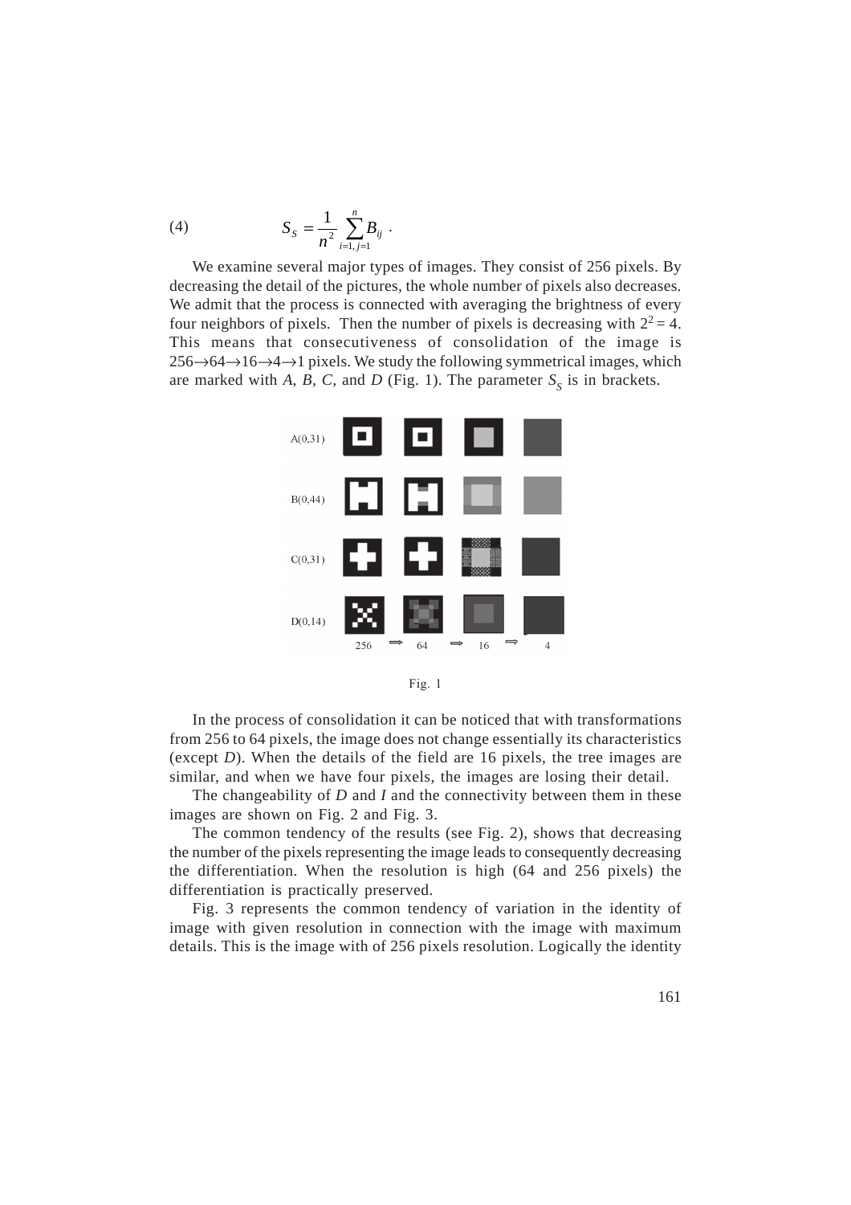$$S_S = \frac{1}{n^2}\sum_{i=1,\, j=1}^{n} B_{ij} \ . \tag{4}$$

We examine several major types of images. They consist of 256 pixels. By decreasing the detail of the pictures, the whole number of pixels also decreases. We admit that the process is connected with averaging the brightness of every four neighbors of pixels. Then the number of pixels is decreasing with $2^2 = 4$. This means that consecutiveness of consolidation of the image is $256 \rightarrow 64 \rightarrow 16 \rightarrow 4 \rightarrow 1$ pixels. We study the following symmetrical images, which are marked with *A*, *B*, *C*, and *D* (Fig. 1). The parameter $S_S$ is in brackets.

A(0,31)

B(0,44)

C(0,31)

D(0,14)

256 ⇒ 64 ⇒ 16 ⇒ 4

Fig. 1

In the process of consolidation it can be noticed that with transformations from 256 to 64 pixels, the image does not change essentially its characteristics (except *D*). When the details of the field are 16 pixels, the tree images are similar, and when we have four pixels, the images are losing their detail.

The changeability of *D* and *I* and the connectivity between them in these images are shown on Fig. 2 and Fig. 3.

The common tendency of the results (see Fig. 2), shows that decreasing the number of the pixels representing the image leads to consequently decreasing the differentiation. When the resolution is high (64 and 256 pixels) the differentiation is practically preserved.

Fig. 3 represents the common tendency of variation in the identity of image with given resolution in connection with the image with maximum details. This is the image with of 256 pixels resolution. Logically the identity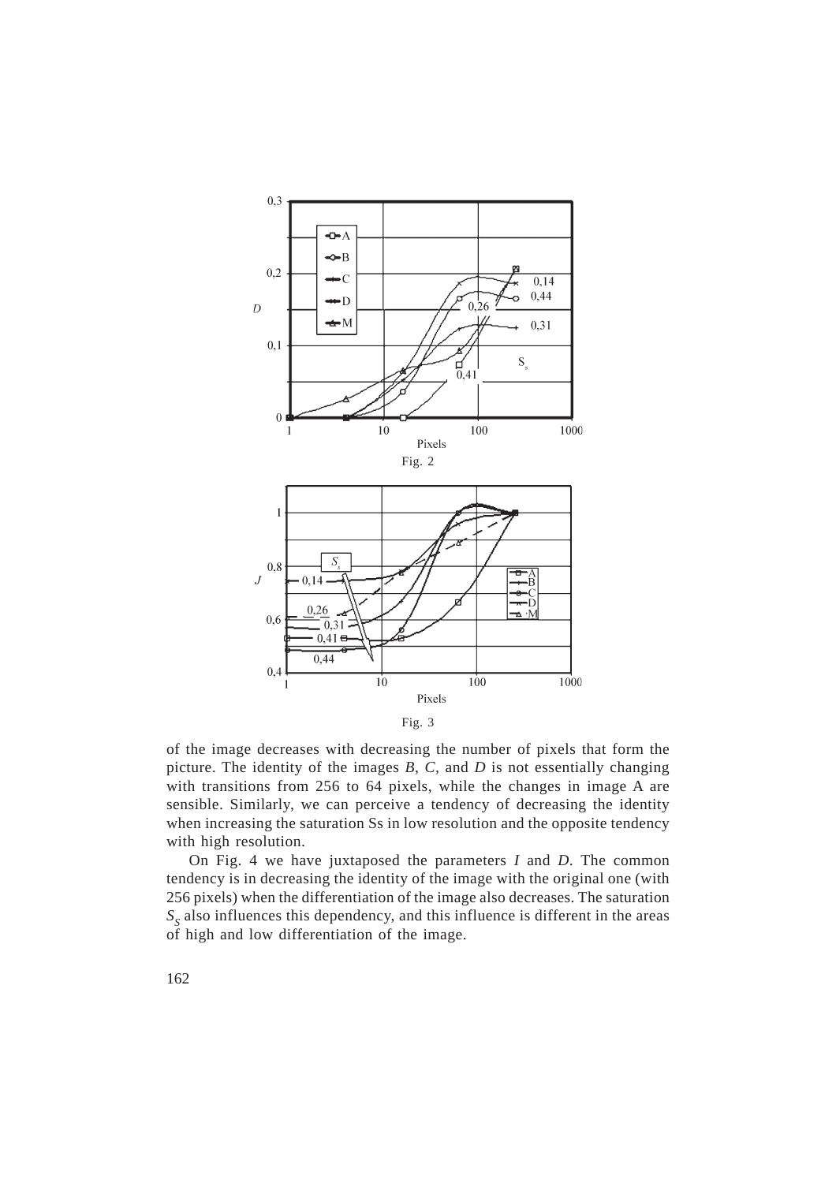Fig. 2

Fig. 3

of the image decreases with decreasing the number of pixels that form the picture. The identity of the images *B*, *C*, and *D* is not essentially changing with transitions from 256 to 64 pixels, while the changes in image A are sensible. Similarly, we can perceive a tendency of decreasing the identity when increasing the saturation Ss in low resolution and the opposite tendency with high resolution.

On Fig. 4 we have juxtaposed the parameters *I* and *D*. The common tendency is in decreasing the identity of the image with the original one (with 256 pixels) when the differentiation of the image also decreases. The saturation $S_S$ also influences this dependency, and this influence is different in the areas of high and low differentiation of the image.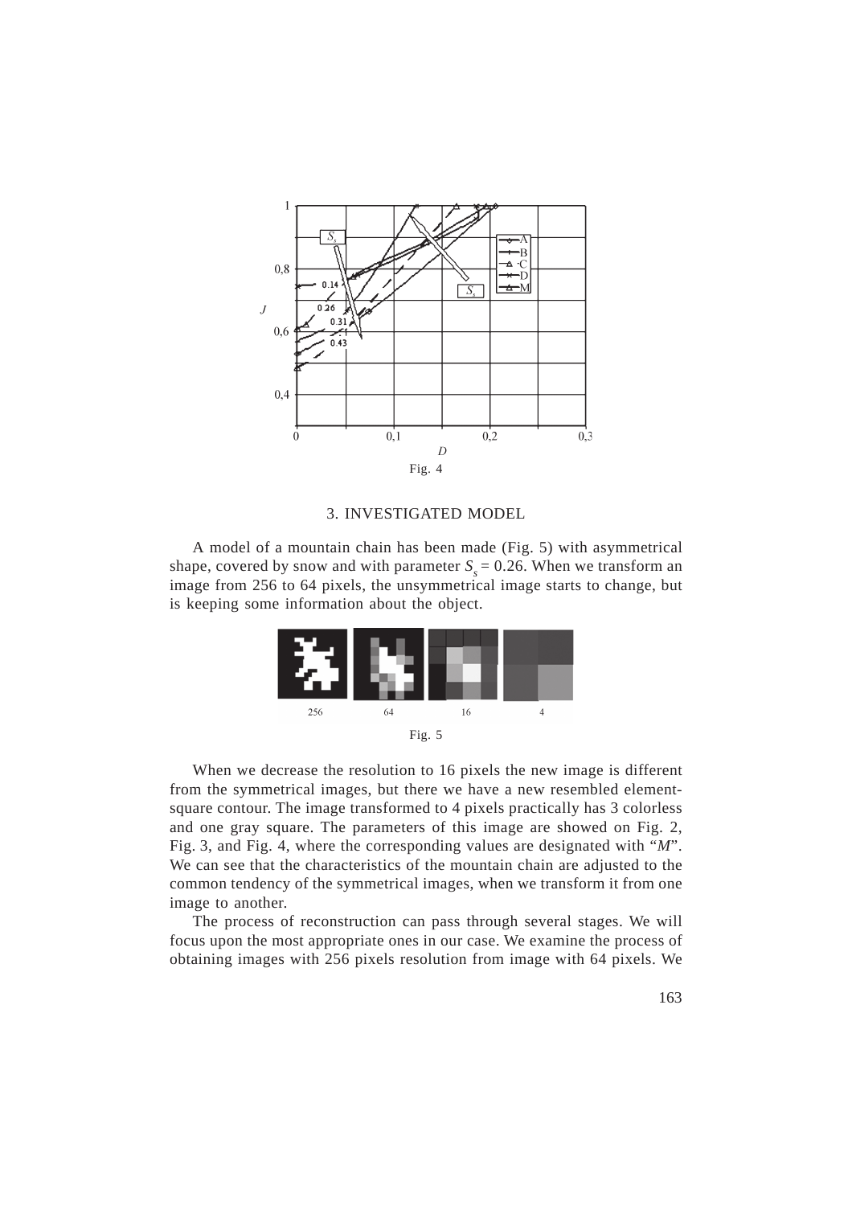Fig. 4

## 3. INVESTIGATED MODEL

A model of a mountain chain has been made (Fig. 5) with asymmetrical shape, covered by snow and with parameter $S_s = 0.26$. When we transform an image from 256 to 64 pixels, the unsymmetrical image starts to change, but is keeping some information about the object.

Fig. 5

When we decrease the resolution to 16 pixels the new image is different from the symmetrical images, but there we have a new resembled element-square contour. The image transformed to 4 pixels practically has 3 colorless and one gray square. The parameters of this image are showed on Fig. 2, Fig. 3, and Fig. 4, where the corresponding values are designated with "*M*". We can see that the characteristics of the mountain chain are adjusted to the common tendency of the symmetrical images, when we transform it from one image to another.

The process of reconstruction can pass through several stages. We will focus upon the most appropriate ones in our case. We examine the process of obtaining images with 256 pixels resolution from image with 64 pixels. We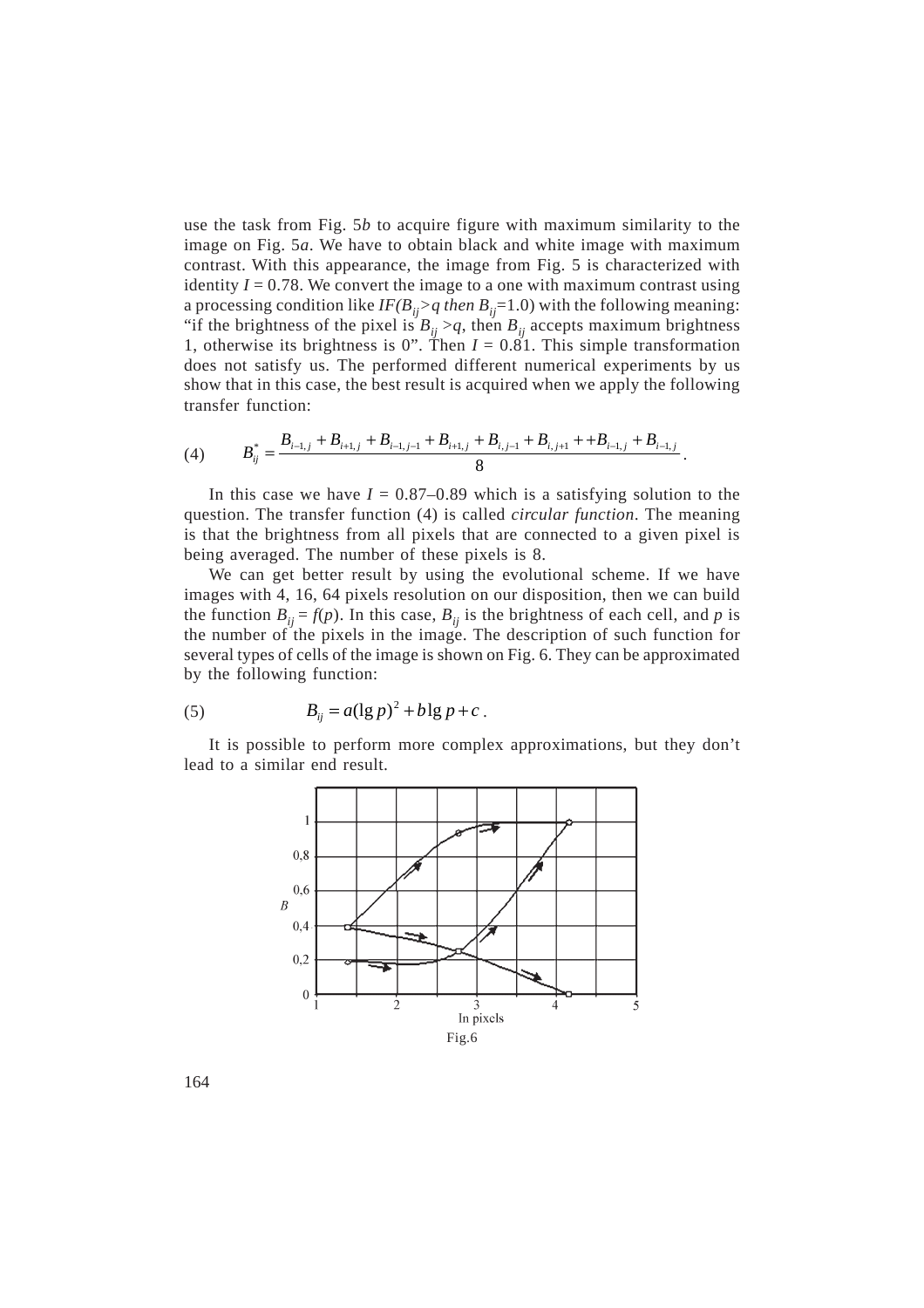use the task from Fig. 5*b* to acquire figure with maximum similarity to the image on Fig. 5*a*. We have to obtain black and white image with maximum contrast. With this appearance, the image from Fig. 5 is characterized with identity $I = 0.78$. We convert the image to a one with maximum contrast using a processing condition like $IF(B_{ij} > q \; then \; B_{ij} = 1.0)$ with the following meaning: "if the brightness of the pixel is $B_{ij} > q$, then $B_{ij}$ accepts maximum brightness 1, otherwise its brightness is 0". Then $I = 0.81$. This simple transformation does not satisfy us. The performed different numerical experiments by us show that in this case, the best result is acquired when we apply the following transfer function:

$$B^*_{ij} = \frac{B_{i-1,j} + B_{i+1,j} + B_{i-1,j-1} + B_{i+1,j} + B_{i,j-1} + B_{i,j+1} + +B_{i-1,j} + B_{i-1,j}}{8}. \tag{4}$$

In this case we have $I = 0.87$–$0.89$ which is a satisfying solution to the question. The transfer function (4) is called *circular function*. The meaning is that the brightness from all pixels that are connected to a given pixel is being averaged. The number of these pixels is 8.

We can get better result by using the evolutional scheme. If we have images with 4, 16, 64 pixels resolution on our disposition, then we can build the function $B_{ij} = f(p)$. In this case, $B_{ij}$ is the brightness of each cell, and $p$ is the number of the pixels in the image. The description of such function for several types of cells of the image is shown on Fig. 6. They can be approximated by the following function:

$$B_{ij} = a(\lg p)^2 + b \lg p + c. \tag{5}$$

It is possible to perform more complex approximations, but they don't lead to a similar end result.

Fig.6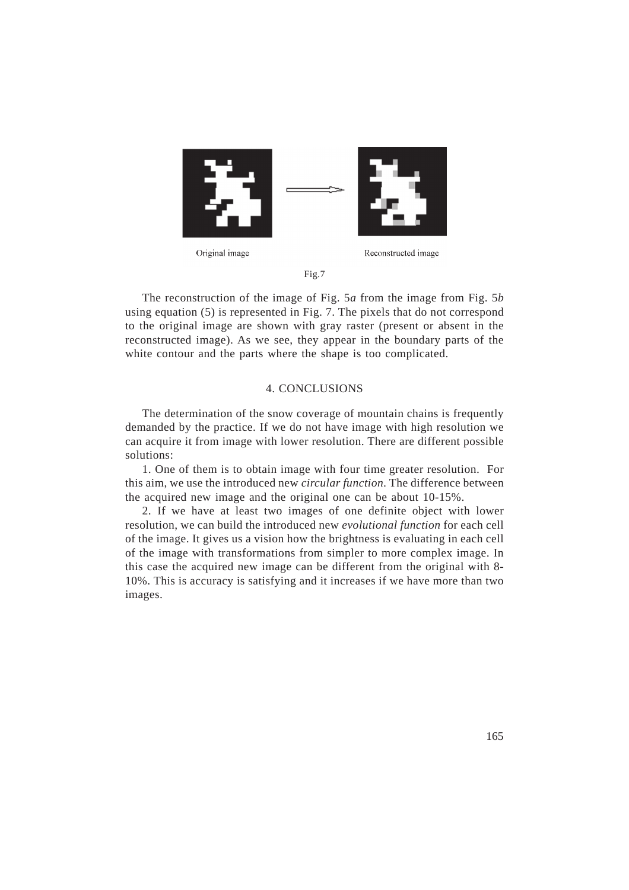Original image

Reconstructed image

Fig.7

The reconstruction of the image of Fig. 5*a* from the image from Fig. 5*b* using equation (5) is represented in Fig. 7. The pixels that do not correspond to the original image are shown with gray raster (present or absent in the reconstructed image). As we see, they appear in the boundary parts of the white contour and the parts where the shape is too complicated.

## 4. CONCLUSIONS

The determination of the snow coverage of mountain chains is frequently demanded by the practice. If we do not have image with high resolution we can acquire it from image with lower resolution. There are different possible solutions:

1. One of them is to obtain image with four time greater resolution. For this aim, we use the introduced new *circular function*. The difference between the acquired new image and the original one can be about 10-15%.

2. If we have at least two images of one definite object with lower resolution, we can build the introduced new *evolutional function* for each cell of the image. It gives us a vision how the brightness is evaluating in each cell of the image with transformations from simpler to more complex image. In this case the acquired new image can be different from the original with 8-10%. This is accuracy is satisfying and it increases if we have more than two images.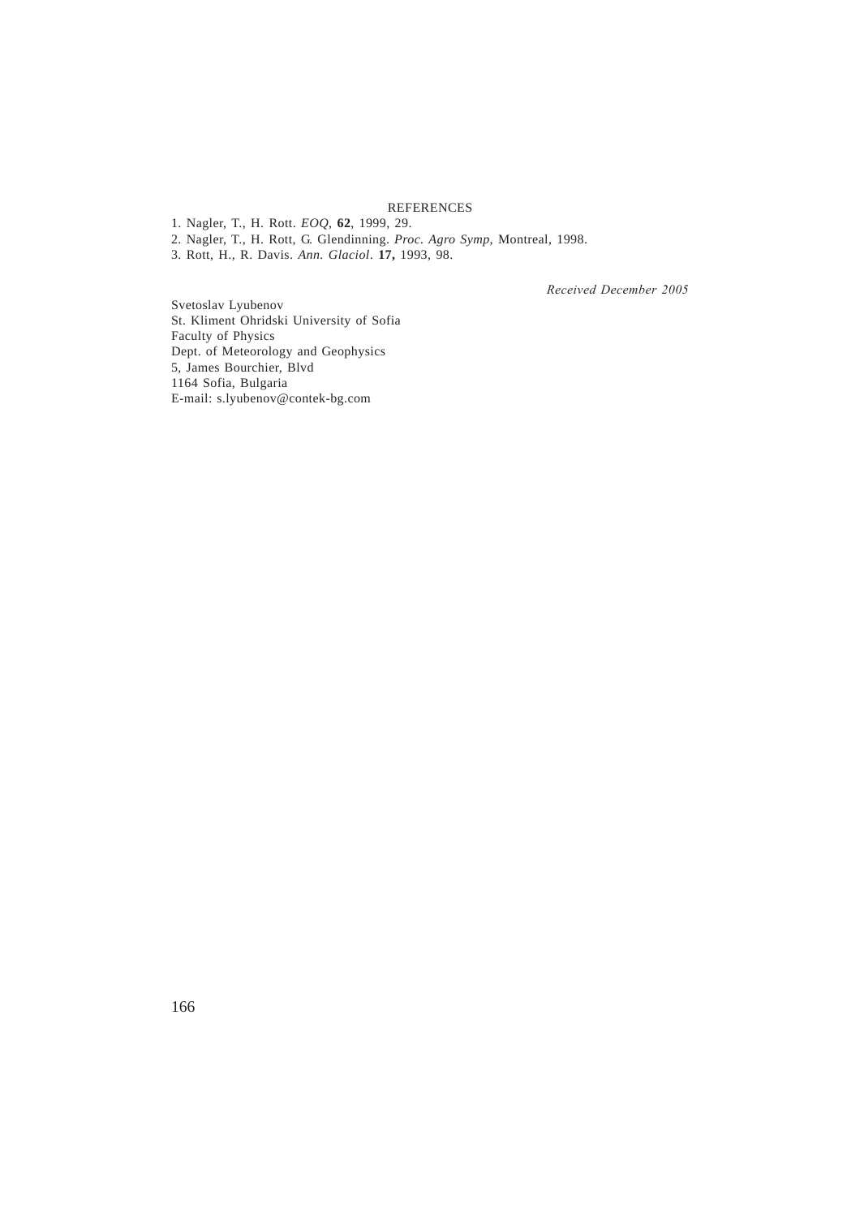## REFERENCES

1. Nagler, T., H. Rott. *EOQ*, **62**, 1999, 29.
2. Nagler, T., H. Rott, G. Glendinning. *Proc. Agro Symp*, Montreal, 1998.
3. Rott, H., R. Davis. *Ann. Glaciol*. **17,** 1993, 98.

*Received December 2005*

Svetoslav Lyubenov
St. Kliment Ohridski University of Sofia
Faculty of Physics
Dept. of Meteorology and Geophysics
5, James Bourchier, Blvd
1164 Sofia, Bulgaria
E-mail: s.lyubenov@contek-bg.com